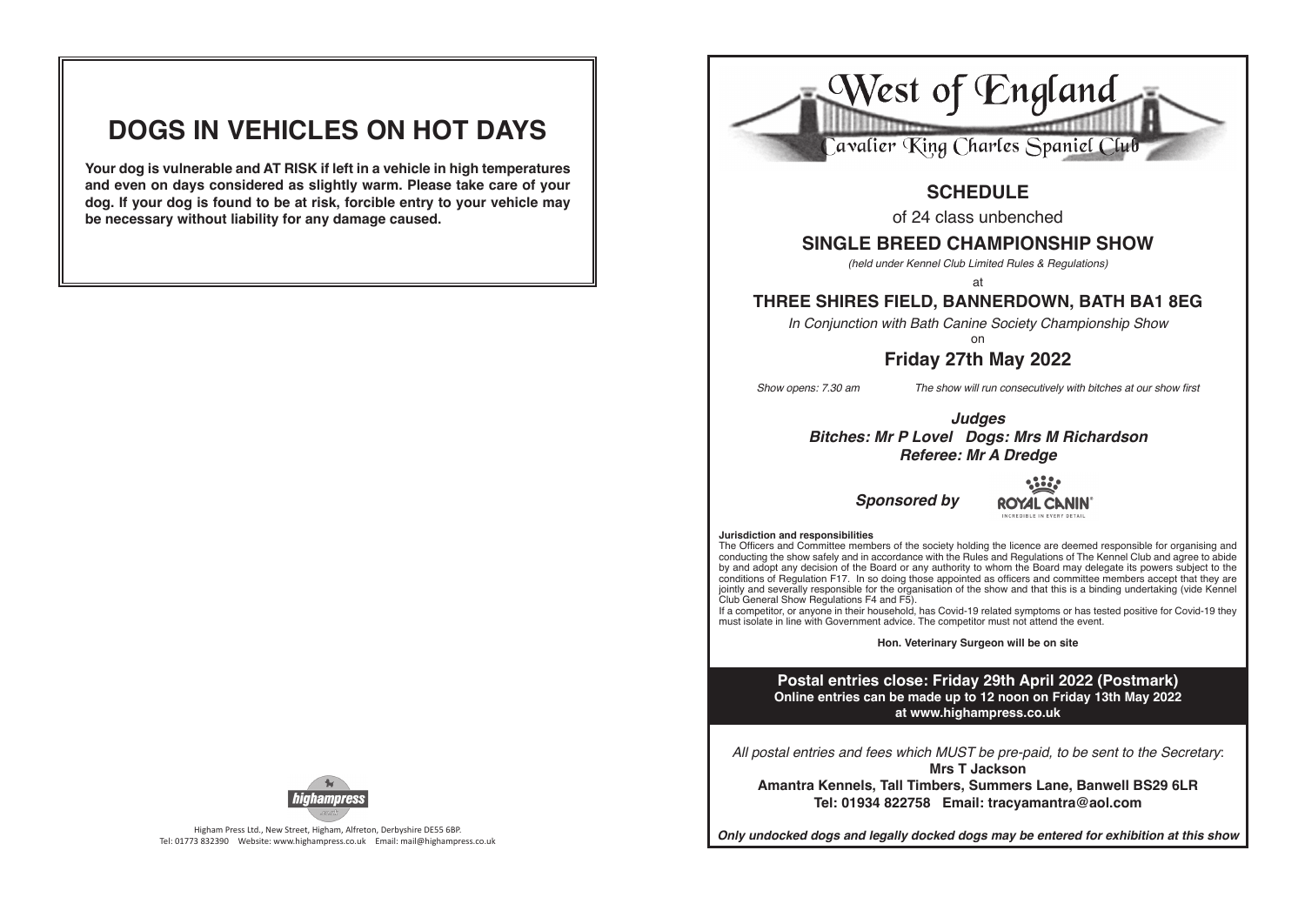# DOGS IN VEHICLES ON HOT DAYS

**Your dog is vulnerable and AT RISK if left in a vehicle in high temperatures and even on days considered as slightly warm. Please take care of your dog. If your dog is found to be at risk, forcible entry to your vehicle may be necessary without liability for any damage caused.**

Higham Press Ltd., New Street, Higham, Alfreton, Derbyshire DE55 6BP.
Tel: 01773 832390 Website: www.highampress.co.uk Email: mail@highampress.co.uk

# West of England
## Cavalier King Charles Spaniel Club

## SCHEDULE

of 24 class unbenched

## SINGLE BREED CHAMPIONSHIP SHOW

*(held under Kennel Club Limited Rules & Regulations)*

at

### THREE SHIRES FIELD, BANNERDOWN, BATH BA1 8EG

*In Conjunction with Bath Canine Society Championship Show*

on

### Friday 27th May 2022

*Show opens: 7.30 am* *The show will run consecutively with bitches at our show first*

***Judges***
***Bitches: Mr P Lovel Dogs: Mrs M Richardson***
***Referee: Mr A Dredge***

***Sponsored by*** ROYAL CANIN® INCREDIBLE IN EVERY DETAIL

**Jurisdiction and responsibilities**
The Officers and Committee members of the society holding the licence are deemed responsible for organising and conducting the show safely and in accordance with the Rules and Regulations of The Kennel Club and agree to abide by and adopt any decision of the Board or any authority to whom the Board may delegate its powers subject to the conditions of Regulation F17. In so doing those appointed as officers and committee members accept that they are jointly and severally responsible for the organisation of the show and that this is a binding undertaking (vide Kennel Club General Show Regulations F4 and F5).
If a competitor, or anyone in their household, has Covid-19 related symptoms or has tested positive for Covid-19 they must isolate in line with Government advice. The competitor must not attend the event.

**Hon. Veterinary Surgeon will be on site**

**Postal entries close: Friday 29th April 2022 (Postmark)**
**Online entries can be made up to 12 noon on Friday 13th May 2022**
**at www.highampress.co.uk**

*All postal entries and fees which MUST be pre-paid, to be sent to the Secretary*:
**Mrs T Jackson**
**Amantra Kennels, Tall Timbers, Summers Lane, Banwell BS29 6LR**
**Tel: 01934 822758 Email: tracyamantra@aol.com**

***Only undocked dogs and legally docked dogs may be entered for exhibition at this show***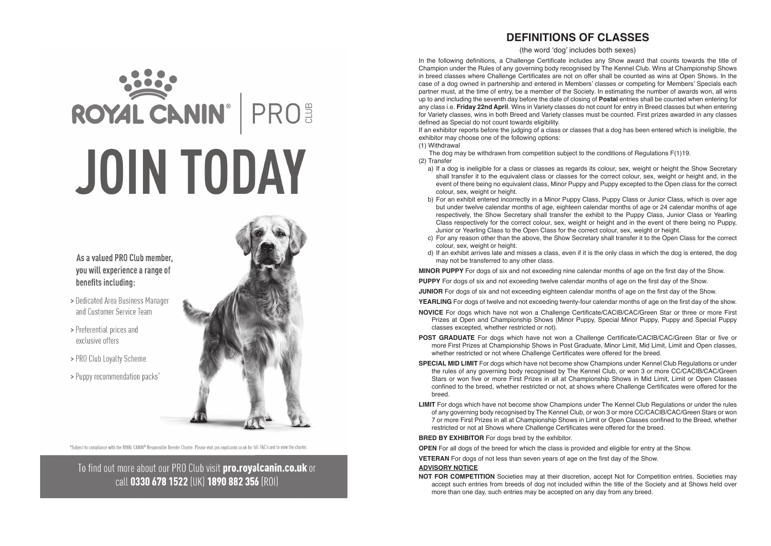ROYAL CANIN® | PRO CLUB

# JOIN TODAY

As a valued PRO Club member, you will experience a range of benefits including:

> Dedicated Area Business Manager and Customer Service Team

> Preferential prices and exclusive offers

> PRO Club Loyalty Scheme

> Puppy recommendation packs*

*Subject to compliance with the ROYAL CANIN® Responsible Breeder Charter. Please visit pro.royalcanin.co.uk for full T&C's and to view the charter.

To find out more about our PRO Club visit **pro.royalcanin.co.uk** or call **0330 678 1522** (UK) **1890 882 356** (ROI)

## DEFINITIONS OF CLASSES

(the word 'dog' includes both sexes)

In the following definitions, a Challenge Certificate includes any Show award that counts towards the title of Champion under the Rules of any governing body recognised by The Kennel Club. Wins at Championship Shows in breed classes where Challenge Certificates are not on offer shall be counted as wins at Open Shows. In the case of a dog owned in partnership and entered in Members' classes or competing for Members' Specials each partner must, at the time of entry, be a member of the Society. In estimating the number of awards won, all wins up to and including the seventh day before the date of closing of **Postal** entries shall be counted when entering for any class i.e. **Friday 22nd April**. Wins in Variety classes do not count for entry in Breed classes but when entering for Variety classes, wins in both Breed and Variety classes must be counted. First prizes awarded in any classes defined as Special do not count towards eligibility.

If an exhibitor reports before the judging of a class or classes that a dog has been entered which is ineligible, the exhibitor may choose one of the following options:

(1) Withdrawal

The dog may be withdrawn from competition subject to the conditions of Regulations F(1)19.

(2) Transfer

a) If a dog is ineligible for a class or classes as regards its colour, sex, weight or height the Show Secretary shall transfer it to the equivalent class or classes for the correct colour, sex, weight or height and, in the event of there being no equivalent class, Minor Puppy and Puppy excepted to the Open class for the correct colour, sex, weight or height.

b) For an exhibit entered incorrectly in a Minor Puppy Class, Puppy Class or Junior Class, which is over age but under twelve calendar months of age, eighteen calendar months of age or 24 calendar months of age respectively, the Show Secretary shall transfer the exhibit to the Puppy Class, Junior Class or Yearling Class respectively for the correct colour, sex, weight or height and in the event of there being no Puppy, Junior or Yearling Class to the Open Class for the correct colour, sex, weight or height.

c) For any reason other than the above, the Show Secretary shall transfer it to the Open Class for the correct colour, sex, weight or height.

d) If an exhibit arrives late and misses a class, even if it is the only class in which the dog is entered, the dog may not be transferred to any other class.

**MINOR PUPPY** For dogs of six and not exceeding nine calendar months of age on the first day of the Show.

**PUPPY** For dogs of six and not exceeding twelve calendar months of age on the first day of the Show.

**JUNIOR** For dogs of six and not exceeding eighteen calendar months of age on the first day of the Show.

**YEARLING** For dogs of twelve and not exceeding twenty-four calendar months of age on the first day of the show.

**NOVICE** For dogs which have not won a Challenge Certificate/CACIB/CAC/Green Star or three or more First Prizes at Open and Championship Shows (Minor Puppy, Special Minor Puppy, Puppy and Special Puppy classes excepted, whether restricted or not).

**POST GRADUATE** For dogs which have not won a Challenge Certificate/CACIB/CAC/Green Star or five or more First Prizes at Championship Shows in Post Graduate, Minor Limit, Mid Limit, Limit and Open classes, whether restricted or not where Challenge Certificates were offered for the breed.

**SPECIAL MID LIMIT** For dogs which have not become show Champions under Kennel Club Regulations or under the rules of any governing body recognised by The Kennel Club, or won 3 or more CC/CACIB/CAC/Green Stars or won five or more First Prizes in all at Championship Shows in Mid Limit, Limit or Open Classes confined to the breed, whether restricted or not, at shows where Challenge Certificates were offered for the breed.

**LIMIT** For dogs which have not become show Champions under The Kennel Club Regulations or under the rules of any governing body recognised by The Kennel Club, or won 3 or more CC/CACIB/CAC/Green Stars or won 7 or more First Prizes in all at Championship Shows in Limit or Open Classes confined to the Breed, whether restricted or not at Shows where Challenge Certificates were offered for the breed.

**BRED BY EXHIBITOR** For dogs bred by the exhibitor.

**OPEN** For all dogs of the breed for which the class is provided and eligible for entry at the Show.

**VETERAN** For dogs of not less than seven years of age on the first day of the Show.

**ADVISORY NOTICE**

**NOT FOR COMPETITION** Societies may at their discretion, accept Not for Competition entries. Societies may accept such entries from breeds of dog not included within the title of the Society and at Shows held over more than one day, such entries may be accepted on any day from any breed.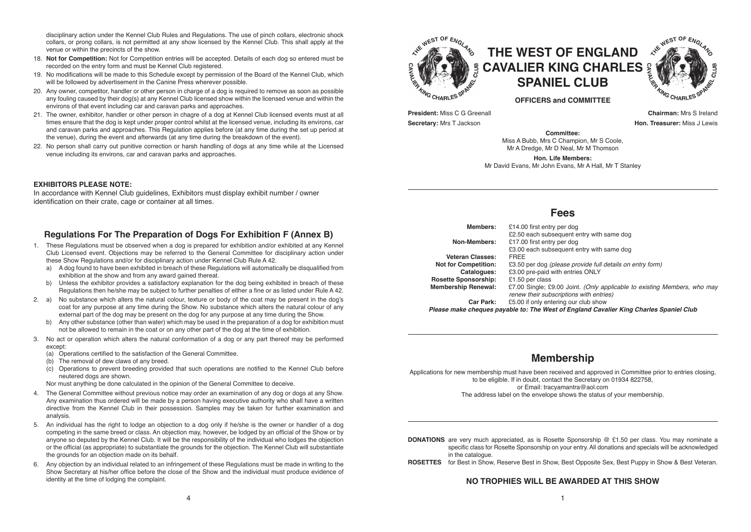disciplinary action under the Kennel Club Rules and Regulations. The use of pinch collars, electronic shock collars, or prong collars, is not permitted at any show licensed by the Kennel Club. This shall apply at the venue or within the precincts of the show.

18. **Not for Competition:** Not for Competition entries will be accepted. Details of each dog so entered must be recorded on the entry form and must be Kennel Club registered.
19. No modifications will be made to this Schedule except by permission of the Board of the Kennel Club, which will be followed by advertisement in the Canine Press wherever possible.
20. Any owner, competitor, handler or other person in charge of a dog is required to remove as soon as possible any fouling caused by their dog(s) at any Kennel Club licensed show within the licensed venue and within the environs of that event including car and caravan parks and approaches.
21. The owner, exhibitor, handler or other person in charge of a dog at Kennel Club licensed events must at all times ensure that the dog is kept under proper control whilst at the licensed venue, including its environs, car and caravan parks and approaches. This Regulation applies before (at any time during the set up period at the venue), during the event and afterwards (at any time during the breakdown of the event).
22. No person shall carry out punitive correction or harsh handling of dogs at any time while at the Licensed venue including its environs, car and caravan parks and approaches.

**EXHIBITORS PLEASE NOTE:**
In accordance with Kennel Club guidelines, Exhibitors must display exhibit number / owner identification on their crate, cage or container at all times.

## Regulations For The Preparation of Dogs For Exhibition F (Annex B)

1. These Regulations must be observed when a dog is prepared for exhibition and/or exhibited at any Kennel Club Licensed event. Objections may be referred to the General Committee for disciplinary action under these Show Regulations and/or for disciplinary action under Kennel Club Rule A 42.
   a) A dog found to have been exhibited in breach of these Regulations will automatically be disqualified from exhibition at the show and from any award gained thereat.
   b) Unless the exhibitor provides a satisfactory explanation for the dog being exhibited in breach of these Regulations then he/she may be subject to further penalties of either a fine or as listed under Rule A 42.
2. a) No substance which alters the natural colour, texture or body of the coat may be present in the dog's coat for any purpose at any time during the Show. No substance which alters the natural colour of any external part of the dog may be present on the dog for any purpose at any time during the Show.
   b) Any other substance (other than water) which may be used in the preparation of a dog for exhibition must not be allowed to remain in the coat or on any other part of the dog at the time of exhibition.
3. No act or operation which alters the natural conformation of a dog or any part thereof may be performed except:
   (a) Operations certified to the satisfaction of the General Committee.
   (b) The removal of dew claws of any breed.
   (c) Operations to prevent breeding provided that such operations are notified to the Kennel Club before neutered dogs are shown.

   Nor must anything be done calculated in the opinion of the General Committee to deceive.
4. The General Committee without previous notice may order an examination of any dog or dogs at any Show. Any examination thus ordered will be made by a person having executive authority who shall have a written directive from the Kennel Club in their possession. Samples may be taken for further examination and analysis.
5. An individual has the right to lodge an objection to a dog only if he/she is the owner or handler of a dog competing in the same breed or class. An objection may, however, be lodged by an official of the Show or by anyone so deputed by the Kennel Club. It will be the responsibility of the individual who lodges the objection or the official (as appropriate) to substantiate the grounds for the objection. The Kennel Club will substantiate the grounds for an objection made on its behalf.
6. Any objection by an individual related to an infringement of these Regulations must be made in writing to the Show Secretary at his/her office before the close of the Show and the individual must produce evidence of identity at the time of lodging the complaint.

# THE WEST OF ENGLAND CAVALIER KING CHARLES SPANIEL CLUB

**OFFICERS and COMMITTEE**

**President:** Miss C G Greenall
**Chairman:** Mrs S Ireland
**Secretary:** Mrs T Jackson
**Hon. Treasurer:** Miss J Lewis

**Committee:**
Miss A Bubb, Mrs C Champion, Mr S Coole, Mr A Dredge, Mr D Neal, Mr M Thomson

**Hon. Life Members:**
Mr David Evans, Mr John Evans, Mr A Hall, Mr T Stanley

## Fees

| | |
|---|---|
| **Members:** | £14.00 first entry per dog<br>£2.50 each subsequent entry with same dog |
| **Non-Members:** | £17.00 first entry per dog<br>£3.00 each subsequent entry with same dog |
| **Veteran Classes:** | FREE |
| **Not for Competition:** | £3.50 per dog *(please provide full details on entry form)* |
| **Catalogues:** | £3.00 pre-paid with entries ONLY |
| **Rosette Sponsorship:** | £1.50 per class |
| **Membership Renewal:** | £7.00 Single; £9.00 Joint. *(Only applicable to existing Members, who may renew their subscriptions with entries)* |
| **Car Park:** | £5.00 if only entering our club show |

***Please make cheques payable to: The West of England Cavalier King Charles Spaniel Club***

## Membership

Applications for new membership must have been received and approved in Committee prior to entries closing, to be eligible. If in doubt, contact the Secretary on 01934 822758, or Email: tracyamantra@aol.com
The address label on the envelope shows the status of your membership.

**DONATIONS** are very much appreciated, as is Rosette Sponsorship @ £1.50 per class. You may nominate a specific class for Rosette Sponsorship on your entry. All donations and specials will be acknowledged in the catalogue.

**ROSETTES** for Best in Show, Reserve Best in Show, Best Opposite Sex, Best Puppy in Show & Best Veteran.

**NO TROPHIES WILL BE AWARDED AT THIS SHOW**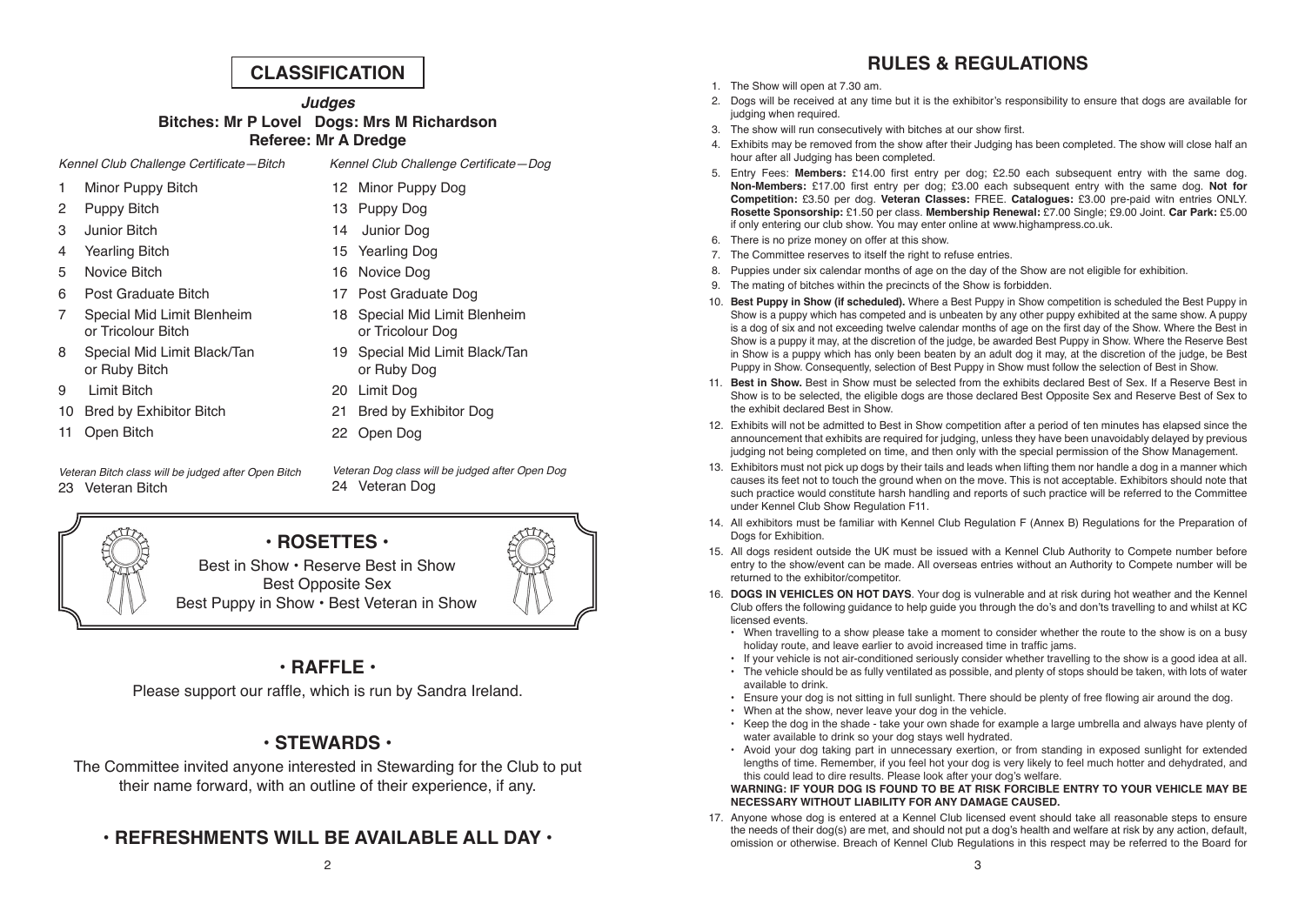# CLASSIFICATION

### *Judges*

**Bitches: Mr P Lovel Dogs: Mrs M Richardson**

**Referee: Mr A Dredge**

*Kennel Club Challenge Certificate—Bitch*

1 Minor Puppy Bitch
2 Puppy Bitch
3 Junior Bitch
4 Yearling Bitch
5 Novice Bitch
6 Post Graduate Bitch
7 Special Mid Limit Blenheim or Tricolour Bitch
8 Special Mid Limit Black/Tan or Ruby Bitch
9 Limit Bitch
10 Bred by Exhibitor Bitch
11 Open Bitch

*Kennel Club Challenge Certificate—Dog*

12 Minor Puppy Dog
13 Puppy Dog
14 Junior Dog
15 Yearling Dog
16 Novice Dog
17 Post Graduate Dog
18 Special Mid Limit Blenheim or Tricolour Dog
19 Special Mid Limit Black/Tan or Ruby Dog
20 Limit Dog
21 Bred by Exhibitor Dog
22 Open Dog

*Veteran Bitch class will be judged after Open Bitch*

23 Veteran Bitch

*Veteran Dog class will be judged after Open Dog*

24 Veteran Dog

## • ROSETTES •

Best in Show • Reserve Best in Show
Best Opposite Sex
Best Puppy in Show • Best Veteran in Show

## • RAFFLE •

Please support our raffle, which is run by Sandra Ireland.

## • STEWARDS •

The Committee invited anyone interested in Stewarding for the Club to put their name forward, with an outline of their experience, if any.

## • REFRESHMENTS WILL BE AVAILABLE ALL DAY •

# RULES & REGULATIONS

1. The Show will open at 7.30 am.
2. Dogs will be received at any time but it is the exhibitor's responsibility to ensure that dogs are available for judging when required.
3. The show will run consecutively with bitches at our show first.
4. Exhibits may be removed from the show after their Judging has been completed. The show will close half an hour after all Judging has been completed.
5. Entry Fees: **Members:** £14.00 first entry per dog; £2.50 each subsequent entry with the same dog. **Non-Members:** £17.00 first entry per dog; £3.00 each subsequent entry with the same dog. **Not for Competition:** £3.50 per dog. **Veteran Classes:** FREE. **Catalogues:** £3.00 pre-paid witn entries ONLY. **Rosette Sponsorship:** £1.50 per class. **Membership Renewal:** £7.00 Single; £9.00 Joint. **Car Park:** £5.00 if only entering our club show. You may enter online at www.highampress.co.uk.
6. There is no prize money on offer at this show.
7. The Committee reserves to itself the right to refuse entries.
8. Puppies under six calendar months of age on the day of the Show are not eligible for exhibition.
9. The mating of bitches within the precincts of the Show is forbidden.
10. **Best Puppy in Show (if scheduled).** Where a Best Puppy in Show competition is scheduled the Best Puppy in Show is a puppy which has competed and is unbeaten by any other puppy exhibited at the same show. A puppy is a dog of six and not exceeding twelve calendar months of age on the first day of the Show. Where the Best in Show is a puppy it may, at the discretion of the judge, be awarded Best Puppy in Show. Where the Reserve Best in Show is a puppy which has only been beaten by an adult dog it may, at the discretion of the judge, be Best Puppy in Show. Consequently, selection of Best Puppy in Show must follow the selection of Best in Show.
11. **Best in Show.** Best in Show must be selected from the exhibits declared Best of Sex. If a Reserve Best in Show is to be selected, the eligible dogs are those declared Best Opposite Sex and Reserve Best of Sex to the exhibit declared Best in Show.
12. Exhibits will not be admitted to Best in Show competition after a period of ten minutes has elapsed since the announcement that exhibits are required for judging, unless they have been unavoidably delayed by previous judging not being completed on time, and then only with the special permission of the Show Management.
13. Exhibitors must not pick up dogs by their tails and leads when lifting them nor handle a dog in a manner which causes its feet not to touch the ground when on the move. This is not acceptable. Exhibitors should note that such practice would constitute harsh handling and reports of such practice will be referred to the Committee under Kennel Club Show Regulation F11.
14. All exhibitors must be familiar with Kennel Club Regulation F (Annex B) Regulations for the Preparation of Dogs for Exhibition.
15. All dogs resident outside the UK must be issued with a Kennel Club Authority to Compete number before entry to the show/event can be made. All overseas entries without an Authority to Compete number will be returned to the exhibitor/competitor.
16. **DOGS IN VEHICLES ON HOT DAYS**. Your dog is vulnerable and at risk during hot weather and the Kennel Club offers the following guidance to help guide you through the do's and don'ts travelling to and whilst at KC licensed events.
    - When travelling to a show please take a moment to consider whether the route to the show is on a busy holiday route, and leave earlier to avoid increased time in traffic jams.
    - If your vehicle is not air-conditioned seriously consider whether travelling to the show is a good idea at all.
    - The vehicle should be as fully ventilated as possible, and plenty of stops should be taken, with lots of water available to drink.
    - Ensure your dog is not sitting in full sunlight. There should be plenty of free flowing air around the dog.
    - When at the show, never leave your dog in the vehicle.
    - Keep the dog in the shade - take your own shade for example a large umbrella and always have plenty of water available to drink so your dog stays well hydrated.
    - Avoid your dog taking part in unnecessary exertion, or from standing in exposed sunlight for extended lengths of time. Remember, if you feel hot your dog is very likely to feel much hotter and dehydrated, and this could lead to dire results. Please look after your dog's welfare.

    **WARNING: IF YOUR DOG IS FOUND TO BE AT RISK FORCIBLE ENTRY TO YOUR VEHICLE MAY BE NECESSARY WITHOUT LIABILITY FOR ANY DAMAGE CAUSED.**
17. Anyone whose dog is entered at a Kennel Club licensed event should take all reasonable steps to ensure the needs of their dog(s) are met, and should not put a dog's health and welfare at risk by any action, default, omission or otherwise. Breach of Kennel Club Regulations in this respect may be referred to the Board for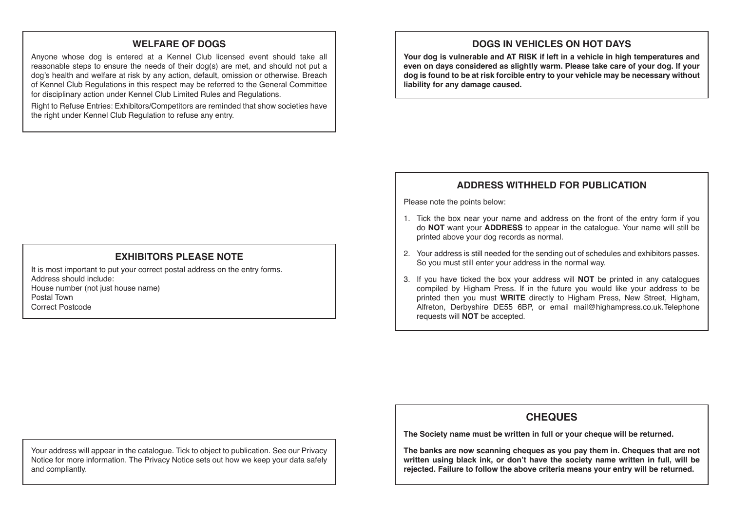## WELFARE OF DOGS

Anyone whose dog is entered at a Kennel Club licensed event should take all reasonable steps to ensure the needs of their dog(s) are met, and should not put a dog's health and welfare at risk by any action, default, omission or otherwise. Breach of Kennel Club Regulations in this respect may be referred to the General Committee for disciplinary action under Kennel Club Limited Rules and Regulations.

Right to Refuse Entries: Exhibitors/Competitors are reminded that show societies have the right under Kennel Club Regulation to refuse any entry.

## EXHIBITORS PLEASE NOTE

It is most important to put your correct postal address on the entry forms.
Address should include:
House number (not just house name)
Postal Town
Correct Postcode

Your address will appear in the catalogue. Tick to object to publication. See our Privacy Notice for more information. The Privacy Notice sets out how we keep your data safely and compliantly.

## DOGS IN VEHICLES ON HOT DAYS

**Your dog is vulnerable and AT RISK if left in a vehicle in high temperatures and even on days considered as slightly warm. Please take care of your dog. If your dog is found to be at risk forcible entry to your vehicle may be necessary without liability for any damage caused.**

## ADDRESS WITHHELD FOR PUBLICATION

Please note the points below:

1. Tick the box near your name and address on the front of the entry form if you do **NOT** want your **ADDRESS** to appear in the catalogue. Your name will still be printed above your dog records as normal.
2. Your address is still needed for the sending out of schedules and exhibitors passes. So you must still enter your address in the normal way.
3. If you have ticked the box your address will **NOT** be printed in any catalogues compiled by Higham Press. If in the future you would like your address to be printed then you must **WRITE** directly to Higham Press, New Street, Higham, Alfreton, Derbyshire DE55 6BP, or email mail@highampress.co.uk.Telephone requests will **NOT** be accepted.

## CHEQUES

**The Society name must be written in full or your cheque will be returned.**

**The banks are now scanning cheques as you pay them in. Cheques that are not written using black ink, or don't have the society name written in full, will be rejected. Failure to follow the above criteria means your entry will be returned.**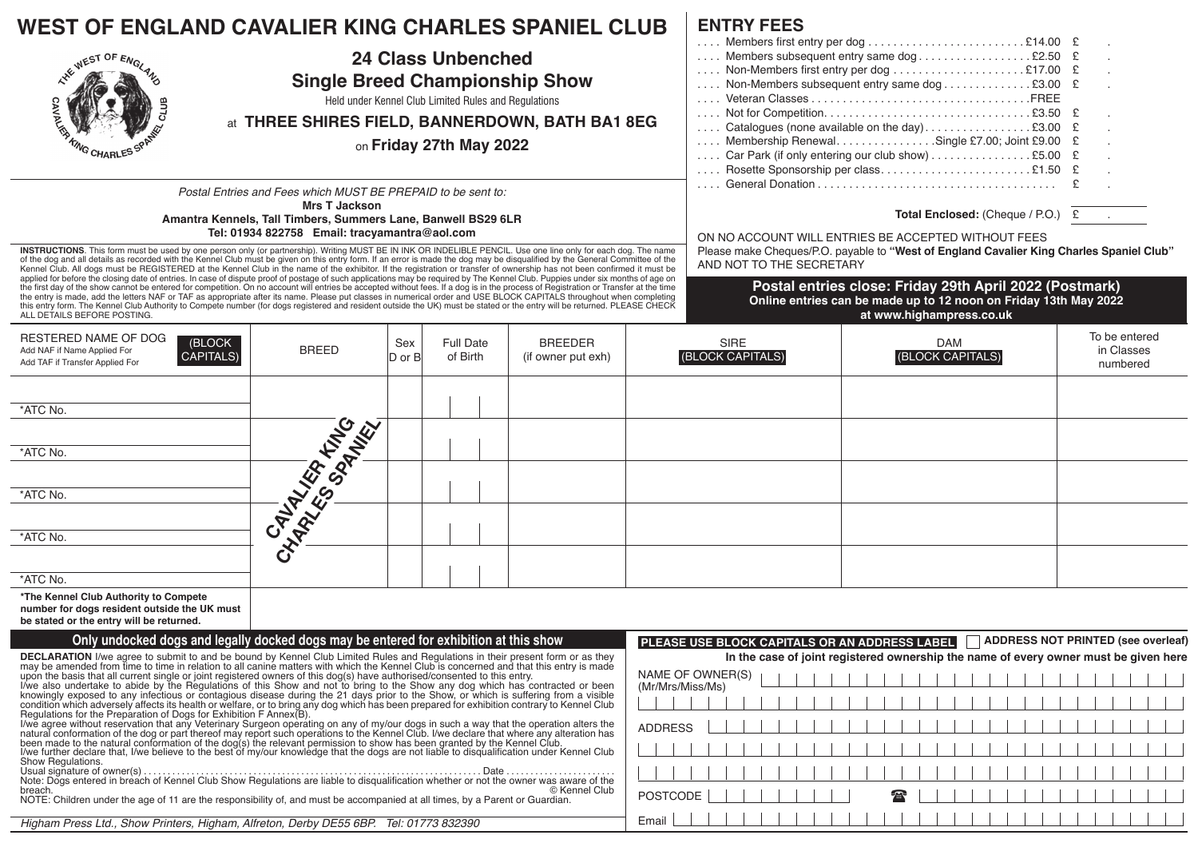# WEST OF ENGLAND CAVALIER KING CHARLES SPANIEL CLUB

## 24 Class Unbenched
## Single Breed Championship Show

Held under Kennel Club Limited Rules and Regulations

at **THREE SHIRES FIELD, BANNERDOWN, BATH BA1 8EG**

on **Friday 27th May 2022**

*Postal Entries and Fees which MUST BE PREPAID to be sent to:*
**Mrs T Jackson**
**Amantra Kennels, Tall Timbers, Summers Lane, Banwell BS29 6LR**
**Tel: 01934 822758 Email: tracyamantra@aol.com**

**INSTRUCTIONS**. This form must be used by one person only (or partnership). Writing MUST BE IN INK OR INDELIBLE PENCIL. Use one line only for each dog. The name of the dog and all details as recorded with the Kennel Club must be given on this entry form. If an error is made the dog may be disqualified by the General Committee of the Kennel Club. All dogs must be REGISTERED at the Kennel Club in the name of the exhibitor. If the registration or transfer of ownership has not been confirmed it must be applied for before the closing date of entries. In case of dispute proof of postage of such applications may be required by The Kennel Club. Puppies under six months of age on the first day of the show cannot be entered for competition. On no account will entries be accepted without fees. If a dog is in the process of Registration or Transfer at the time the entry is made, add the letters NAF or TAF as appropriate after its name. Please put classes in numerical order and USE BLOCK CAPITALS throughout when completing this entry form. The Kennel Club Authority to Compete number (for dogs registered and resident outside the UK) must be stated or the entry will be returned. PLEASE CHECK ALL DETAILS BEFORE POSTING.

## ENTRY FEES

| | | | |
|---|---|---|---|
| .... | Members first entry per dog | £14.00 | £ . |
| .... | Members subsequent entry same dog | £2.50 | £ . |
| .... | Non-Members first entry per dog | £17.00 | £ . |
| .... | Non-Members subsequent entry same dog | £3.00 | £ . |
| .... | Veteran Classes | FREE | |
| .... | Not for Competition | £3.50 | £ . |
| .... | Catalogues (none available on the day) | £3.00 | £ . |
| .... | Membership Renewal | Single £7.00; Joint £9.00 | £ . |
| .... | Car Park (if only entering our club show) | £5.00 | £ . |
| .... | Rosette Sponsorship per class | £1.50 | £ . |
| .... | General Donation | | £ . |
| | **Total Enclosed:** (Cheque / P.O.) | | £ . |

ON NO ACCOUNT WILL ENTRIES BE ACCEPTED WITHOUT FEES
Please make Cheques/P.O. payable to **"West of England Cavalier King Charles Spaniel Club"** AND NOT TO THE SECRETARY

**Postal entries close: Friday 29th April 2022 (Postmark)**
**Online entries can be made up to 12 noon on Friday 13th May 2022 at www.highampress.co.uk**

| RESTERED NAME OF DOG (BLOCK CAPITALS) Add NAF if Name Applied For Add TAF if Transfer Applied For | BREED | Sex D or B | Full Date of Birth | BREEDER (if owner put exh) | SIRE (BLOCK CAPITALS) | DAM (BLOCK CAPITALS) | To be entered in Classes numbered |
|---|---|---|---|---|---|---|---|
| *ATC No. | CAVALIER KING CHARLES SPANIEL | | | | | | |
| *ATC No. | | | | | | | |
| *ATC No. | | | | | | | |
| *ATC No. | | | | | | | |
| *ATC No. | | | | | | | |

**\*The Kennel Club Authority to Compete number for dogs resident outside the UK must be stated or the entry will be returned.**

**Only undocked dogs and legally docked dogs may be entered for exhibition at this show**

**DECLARATION** I/we agree to submit to and be bound by Kennel Club Limited Rules and Regulations in their present form or as they may be amended from time to time in relation to all canine matters with which the Kennel Club is concerned and that this entry is made upon the basis that all current single or joint registered owners of this dog(s) have authorised/consented to this entry.
I/we also undertake to abide by the Regulations of this Show and not to bring to the Show any dog which has contracted or been knowingly exposed to any infectious or contagious disease during the 21 days prior to the Show, or which is suffering from a visible condition which adversely affects its health or welfare, or to bring any dog which has been prepared for exhibition contrary to Kennel Club Regulations for the Preparation of Dogs for Exhibition F Annex(B).
I/we agree without reservation that any Veterinary Surgeon operating on any of my/our dogs in such a way that the operation alters the natural conformation of the dog or part thereof may report such operations to the Kennel Club. I/we declare that where any alteration has been made to the natural conformation of the dog(s) the relevant permission to show has been granted by the Kennel Club.
I/we further declare that, I/we believe to the best of my/our knowledge that the dogs are not liable to disqualification under Kennel Club Show Regulations.

Usual signature of owner(s) .................................................. Date ......................

Note: Dogs entered in breach of Kennel Club Show Regulations are liable to disqualification whether or not the owner was aware of the breach. © Kennel Club

NOTE: Children under the age of 11 are the responsibility of, and must be accompanied at all times, by a Parent or Guardian.

**PLEASE USE BLOCK CAPITALS OR AN ADDRESS LABEL** ☐ **ADDRESS NOT PRINTED (see overleaf)**

**In the case of joint registered ownership the name of every owner must be given here**

NAME OF OWNER(S) (Mr/Mrs/Miss/Ms)

ADDRESS

POSTCODE ☎

Email

*Higham Press Ltd., Show Printers, Higham, Alfreton, Derby DE55 6BP. Tel: 01773 832390*